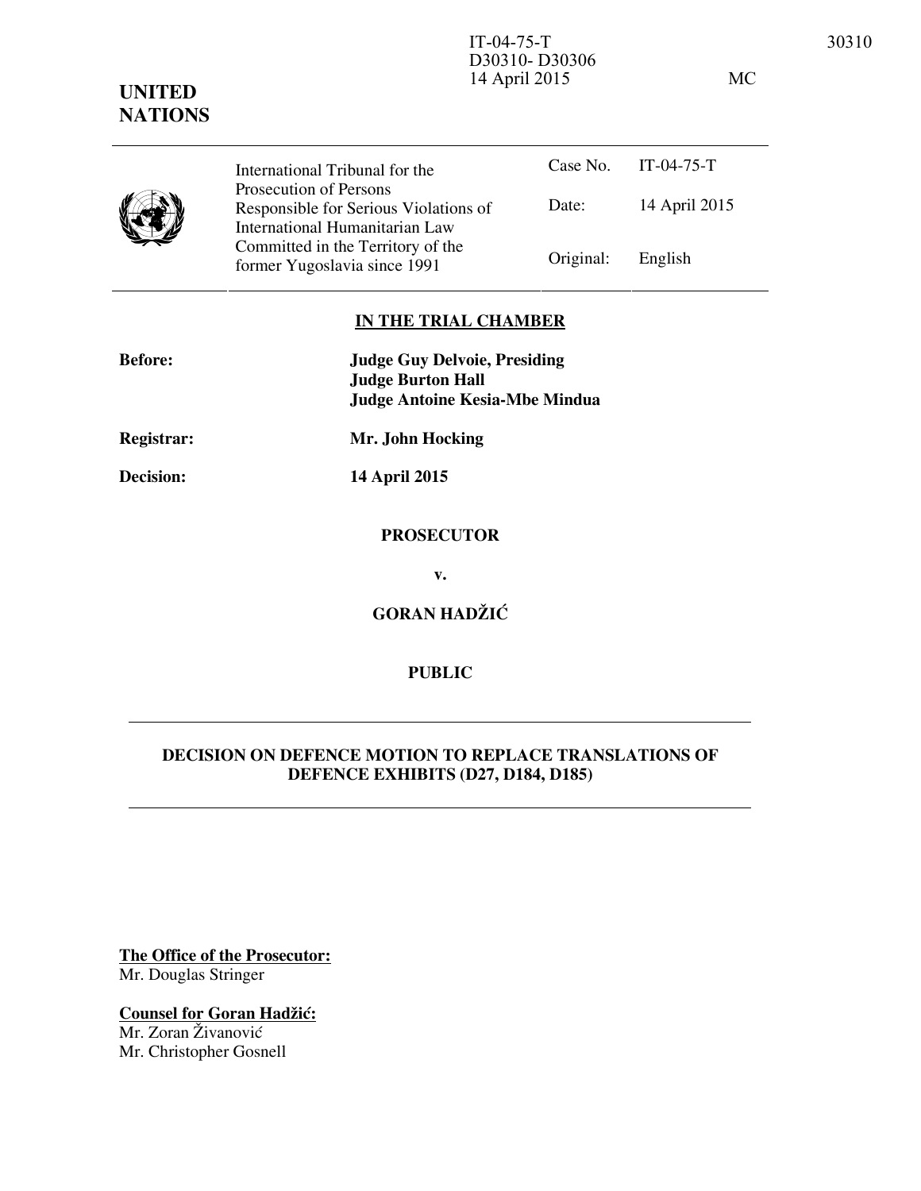IT-04-75-T
D30310- D30306
14 April 2015 MC

**UNITED NATIONS**

| International Tribunal for the Prosecution of Persons Responsible for Serious Violations of International Humanitarian Law Committed in the Territory of the former Yugoslavia since 1991 | Case No. | IT-04-75-T |
| --- | --- | --- |
| | Date: | 14 April 2015 |
| | Original: | English |

**IN THE TRIAL CHAMBER**

**Before:** **Judge Guy Delvoie, Presiding**
**Judge Burton Hall**
**Judge Antoine Kesia-Mbe Mindua**

**Registrar:** **Mr. John Hocking**

**Decision:** **14 April 2015**

**PROSECUTOR**

**v.**

**GORAN HADŽIĆ**

**PUBLIC**

## DECISION ON DEFENCE MOTION TO REPLACE TRANSLATIONS OF DEFENCE EXHIBITS (D27, D184, D185)

**The Office of the Prosecutor:**
Mr. Douglas Stringer

**Counsel for Goran Hadžić:**
Mr. Zoran Živanović
Mr. Christopher Gosnell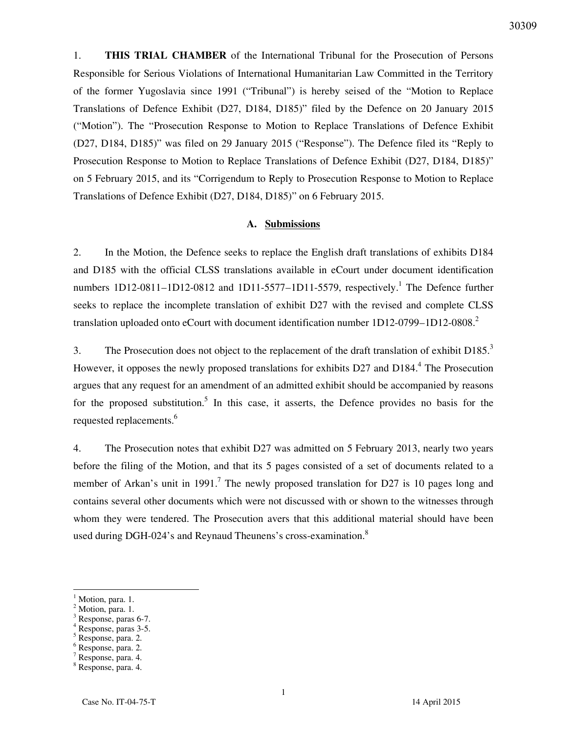1. **THIS TRIAL CHAMBER** of the International Tribunal for the Prosecution of Persons Responsible for Serious Violations of International Humanitarian Law Committed in the Territory of the former Yugoslavia since 1991 ("Tribunal") is hereby seised of the "Motion to Replace Translations of Defence Exhibit (D27, D184, D185)" filed by the Defence on 20 January 2015 ("Motion"). The "Prosecution Response to Motion to Replace Translations of Defence Exhibit (D27, D184, D185)" was filed on 29 January 2015 ("Response"). The Defence filed its "Reply to Prosecution Response to Motion to Replace Translations of Defence Exhibit (D27, D184, D185)" on 5 February 2015, and its "Corrigendum to Reply to Prosecution Response to Motion to Replace Translations of Defence Exhibit (D27, D184, D185)" on 6 February 2015.

## A. Submissions

2. In the Motion, the Defence seeks to replace the English draft translations of exhibits D184 and D185 with the official CLSS translations available in eCourt under document identification numbers 1D12-0811–1D12-0812 and 1D11-5577–1D11-5579, respectively.[1] The Defence further seeks to replace the incomplete translation of exhibit D27 with the revised and complete CLSS translation uploaded onto eCourt with document identification number 1D12-0799–1D12-0808.[2]

3. The Prosecution does not object to the replacement of the draft translation of exhibit D185.[3] However, it opposes the newly proposed translations for exhibits D27 and D184.[4] The Prosecution argues that any request for an amendment of an admitted exhibit should be accompanied by reasons for the proposed substitution.[5] In this case, it asserts, the Defence provides no basis for the requested replacements.[6]

4. The Prosecution notes that exhibit D27 was admitted on 5 February 2013, nearly two years before the filing of the Motion, and that its 5 pages consisted of a set of documents related to a member of Arkan's unit in 1991.[7] The newly proposed translation for D27 is 10 pages long and contains several other documents which were not discussed with or shown to the witnesses through whom they were tendered. The Prosecution avers that this additional material should have been used during DGH-024's and Reynaud Theunens's cross-examination.[8]

---

[1] Motion, para. 1.
[2] Motion, para. 1.
[3] Response, paras 6-7.
[4] Response, paras 3-5.
[5] Response, para. 2.
[6] Response, para. 2.
[7] Response, para. 4.
[8] Response, para. 4.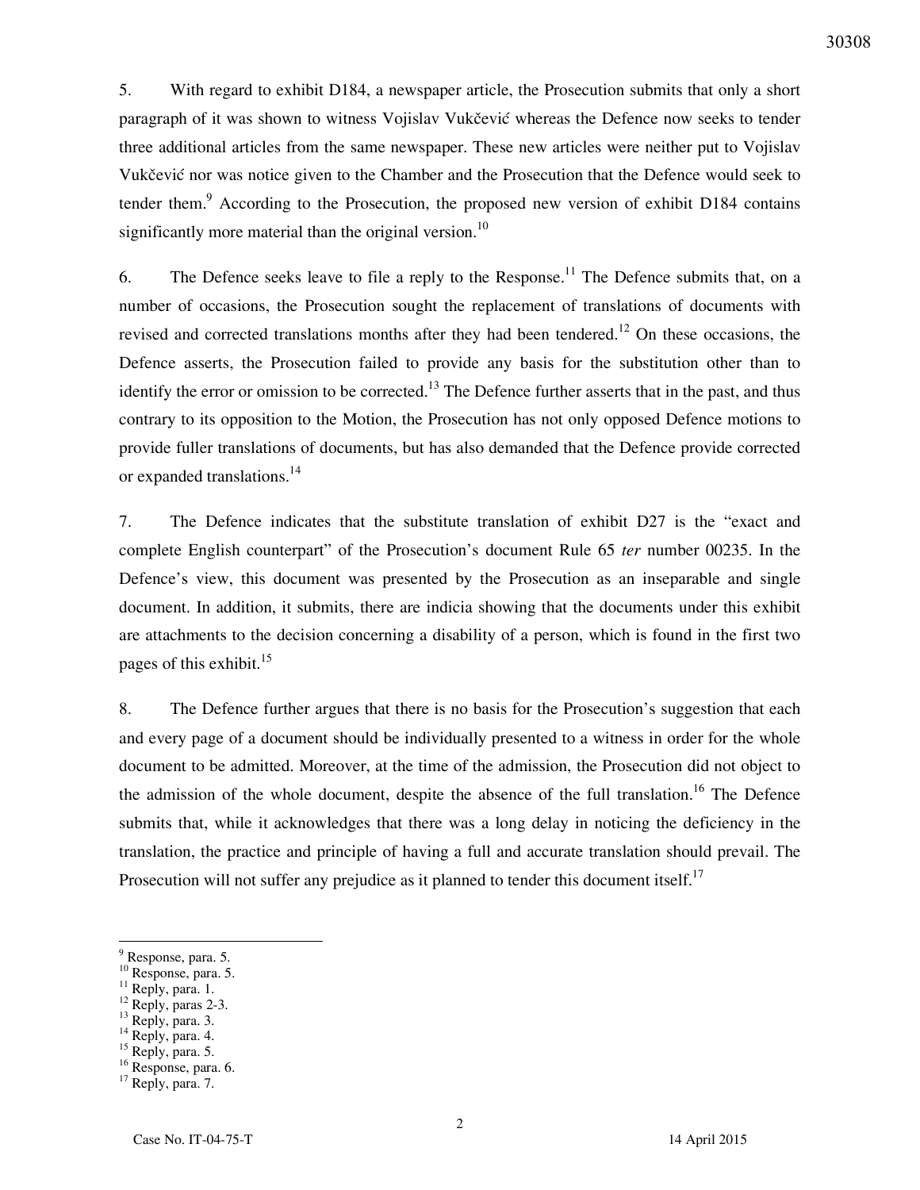5. With regard to exhibit D184, a newspaper article, the Prosecution submits that only a short paragraph of it was shown to witness Vojislav Vukčević whereas the Defence now seeks to tender three additional articles from the same newspaper. These new articles were neither put to Vojislav Vukčević nor was notice given to the Chamber and the Prosecution that the Defence would seek to tender them.[9] According to the Prosecution, the proposed new version of exhibit D184 contains significantly more material than the original version.[10]

6. The Defence seeks leave to file a reply to the Response.[11] The Defence submits that, on a number of occasions, the Prosecution sought the replacement of translations of documents with revised and corrected translations months after they had been tendered.[12] On these occasions, the Defence asserts, the Prosecution failed to provide any basis for the substitution other than to identify the error or omission to be corrected.[13] The Defence further asserts that in the past, and thus contrary to its opposition to the Motion, the Prosecution has not only opposed Defence motions to provide fuller translations of documents, but has also demanded that the Defence provide corrected or expanded translations.[14]

7. The Defence indicates that the substitute translation of exhibit D27 is the "exact and complete English counterpart" of the Prosecution's document Rule 65 *ter* number 00235. In the Defence's view, this document was presented by the Prosecution as an inseparable and single document. In addition, it submits, there are indicia showing that the documents under this exhibit are attachments to the decision concerning a disability of a person, which is found in the first two pages of this exhibit.[15]

8. The Defence further argues that there is no basis for the Prosecution's suggestion that each and every page of a document should be individually presented to a witness in order for the whole document to be admitted. Moreover, at the time of the admission, the Prosecution did not object to the admission of the whole document, despite the absence of the full translation.[16] The Defence submits that, while it acknowledges that there was a long delay in noticing the deficiency in the translation, the practice and principle of having a full and accurate translation should prevail. The Prosecution will not suffer any prejudice as it planned to tender this document itself.[17]

[9] Response, para. 5.
[10] Response, para. 5.
[11] Reply, para. 1.
[12] Reply, paras 2-3.
[13] Reply, para. 3.
[14] Reply, para. 4.
[15] Reply, para. 5.
[16] Response, para. 6.
[17] Reply, para. 7.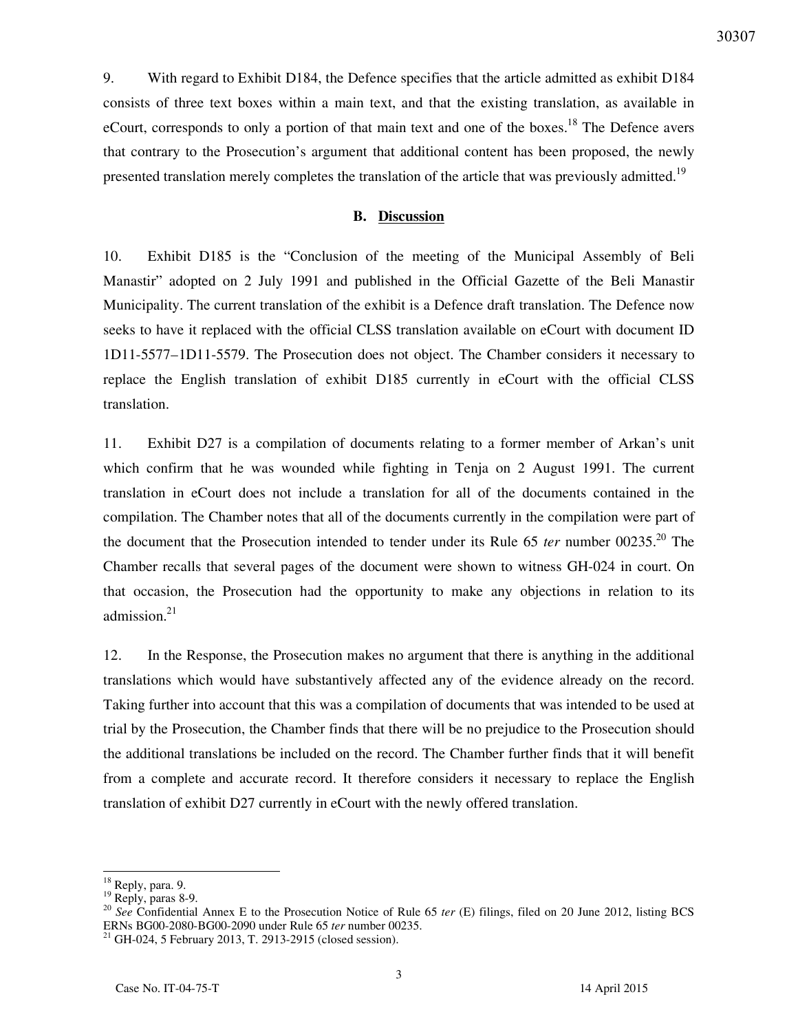9. With regard to Exhibit D184, the Defence specifies that the article admitted as exhibit D184 consists of three text boxes within a main text, and that the existing translation, as available in eCourt, corresponds to only a portion of that main text and one of the boxes.[18] The Defence avers that contrary to the Prosecution's argument that additional content has been proposed, the newly presented translation merely completes the translation of the article that was previously admitted.[19]

## B. **Discussion**

10. Exhibit D185 is the "Conclusion of the meeting of the Municipal Assembly of Beli Manastir" adopted on 2 July 1991 and published in the Official Gazette of the Beli Manastir Municipality. The current translation of the exhibit is a Defence draft translation. The Defence now seeks to have it replaced with the official CLSS translation available on eCourt with document ID 1D11-5577–1D11-5579. The Prosecution does not object. The Chamber considers it necessary to replace the English translation of exhibit D185 currently in eCourt with the official CLSS translation.

11. Exhibit D27 is a compilation of documents relating to a former member of Arkan's unit which confirm that he was wounded while fighting in Tenja on 2 August 1991. The current translation in eCourt does not include a translation for all of the documents contained in the compilation. The Chamber notes that all of the documents currently in the compilation were part of the document that the Prosecution intended to tender under its Rule 65 *ter* number 00235.[20] The Chamber recalls that several pages of the document were shown to witness GH-024 in court. On that occasion, the Prosecution had the opportunity to make any objections in relation to its admission.[21]

12. In the Response, the Prosecution makes no argument that there is anything in the additional translations which would have substantively affected any of the evidence already on the record. Taking further into account that this was a compilation of documents that was intended to be used at trial by the Prosecution, the Chamber finds that there will be no prejudice to the Prosecution should the additional translations be included on the record. The Chamber further finds that it will benefit from a complete and accurate record. It therefore considers it necessary to replace the English translation of exhibit D27 currently in eCourt with the newly offered translation.

---

[18] Reply, para. 9.

[19] Reply, paras 8-9.

[20] *See* Confidential Annex E to the Prosecution Notice of Rule 65 *ter* (E) filings, filed on 20 June 2012, listing BCS ERNs BG00-2080-BG00-2090 under Rule 65 *ter* number 00235.

[21] GH-024, 5 February 2013, T. 2913-2915 (closed session).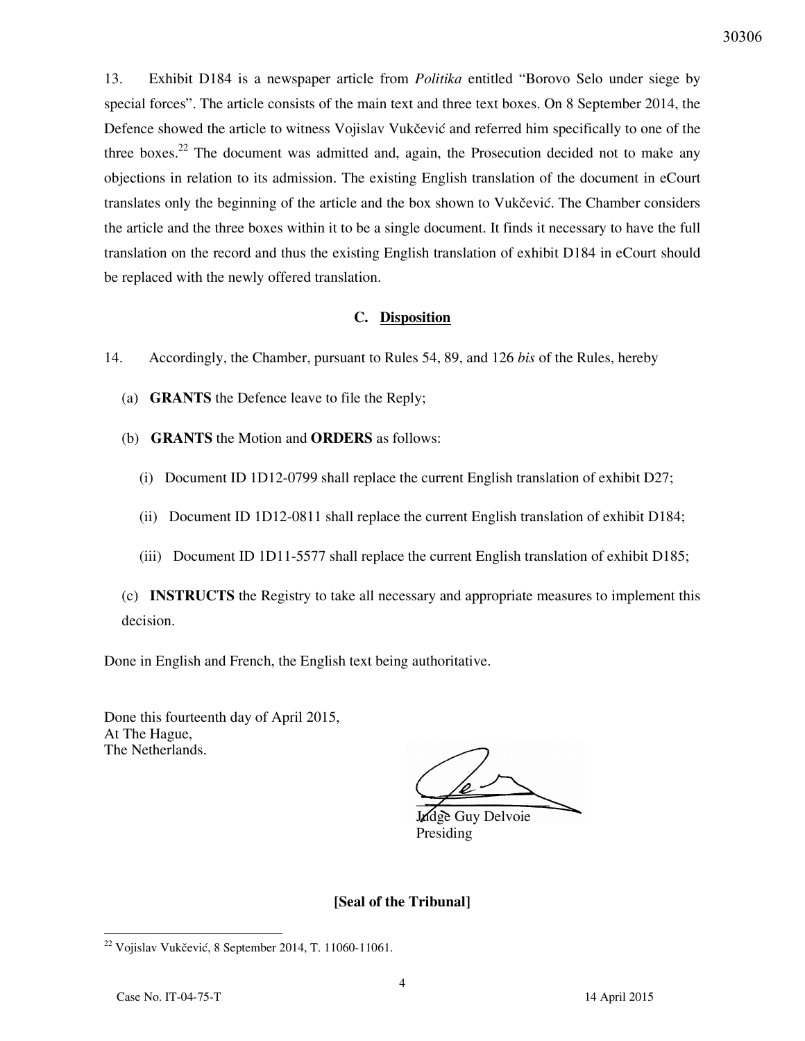13. Exhibit D184 is a newspaper article from *Politika* entitled "Borovo Selo under siege by special forces". The article consists of the main text and three text boxes. On 8 September 2014, the Defence showed the article to witness Vojislav Vukčević and referred him specifically to one of the three boxes.[22] The document was admitted and, again, the Prosecution decided not to make any objections in relation to its admission. The existing English translation of the document in eCourt translates only the beginning of the article and the box shown to Vukčević. The Chamber considers the article and the three boxes within it to be a single document. It finds it necessary to have the full translation on the record and thus the existing English translation of exhibit D184 in eCourt should be replaced with the newly offered translation.

### C. Disposition

14. Accordingly, the Chamber, pursuant to Rules 54, 89, and 126 *bis* of the Rules, hereby

(a) **GRANTS** the Defence leave to file the Reply;

(b) **GRANTS** the Motion and **ORDERS** as follows:

(i) Document ID 1D12-0799 shall replace the current English translation of exhibit D27;

(ii) Document ID 1D12-0811 shall replace the current English translation of exhibit D184;

(iii) Document ID 1D11-5577 shall replace the current English translation of exhibit D185;

(c) **INSTRUCTS** the Registry to take all necessary and appropriate measures to implement this decision.

Done in English and French, the English text being authoritative.

Done this fourteenth day of April 2015,
At The Hague,
The Netherlands.

Judge Guy Delvoie
Presiding

**[Seal of the Tribunal]**

---

[22] Vojislav Vukčević, 8 September 2014, T. 11060-11061.